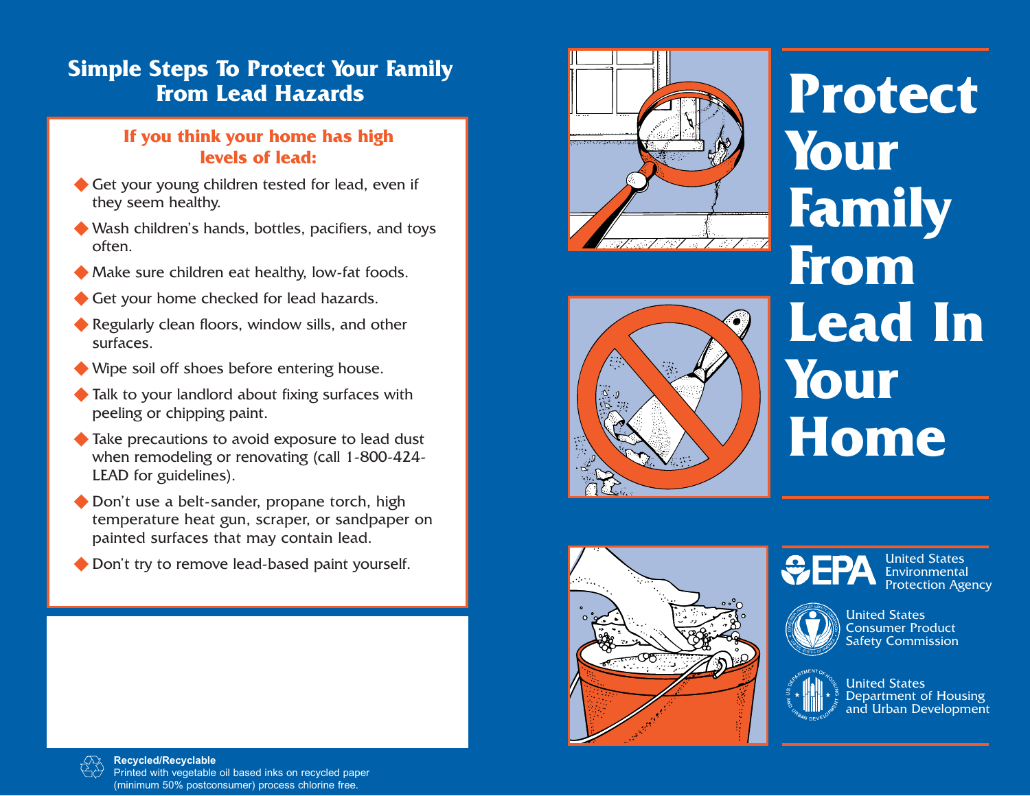# Simple Steps To Protect Your Family From Lead Hazards

### If you think your home has high levels of lead:

- Get your young children tested for lead, even if they seem healthy.
- Wash children's hands, bottles, pacifiers, and toys often.
- Make sure children eat healthy, low-fat foods.
- Get your home checked for lead hazards.
- Regularly clean floors, window sills, and other surfaces.
- Wipe soil off shoes before entering house.
- Talk to your landlord about fixing surfaces with peeling or chipping paint.
- Take precautions to avoid exposure to lead dust when remodeling or renovating (call 1-800-424-LEAD for guidelines).
- Don't use a belt-sander, propane torch, high temperature heat gun, scraper, or sandpaper on painted surfaces that may contain lead.
- Don't try to remove lead-based paint yourself.

**Recycled/Recyclable**
Printed with vegetable oil based inks on recycled paper (minimum 50% postconsumer) process chlorine free.

# Protect Your Family From Lead In Your Home

EPA United States Environmental Protection Agency

United States Consumer Product Safety Commission

United States Department of Housing and Urban Development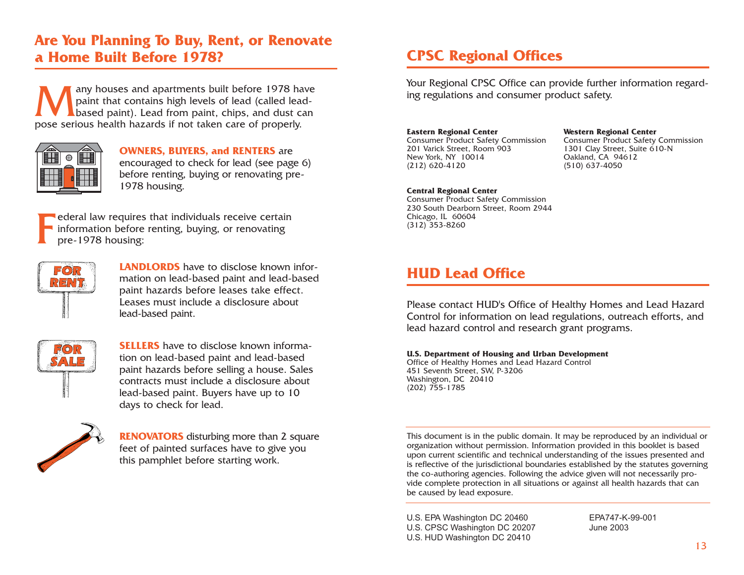## Are You Planning To Buy, Rent, or Renovate a Home Built Before 1978?

Many houses and apartments built before 1978 have paint that contains high levels of lead (called lead-based paint). Lead from paint, chips, and dust can pose serious health hazards if not taken care of properly.

**OWNERS, BUYERS, and RENTERS** are encouraged to check for lead (see page 6) before renting, buying or renovating pre-1978 housing.

Federal law requires that individuals receive certain information before renting, buying, or renovating pre-1978 housing:

**LANDLORDS** have to disclose known information on lead-based paint and lead-based paint hazards before leases take effect. Leases must include a disclosure about lead-based paint.

**SELLERS** have to disclose known information on lead-based paint and lead-based paint hazards before selling a house. Sales contracts must include a disclosure about lead-based paint. Buyers have up to 10 days to check for lead.

**RENOVATORS** disturbing more than 2 square feet of painted surfaces have to give you this pamphlet before starting work.

## CPSC Regional Offices

Your Regional CPSC Office can provide further information regarding regulations and consumer product safety.

**Eastern Regional Center**
Consumer Product Safety Commission
201 Varick Street, Room 903
New York, NY 10014
(212) 620-4120

**Western Regional Center**
Consumer Product Safety Commission
1301 Clay Street, Suite 610-N
Oakland, CA 94612
(510) 637-4050

**Central Regional Center**
Consumer Product Safety Commission
230 South Dearborn Street, Room 2944
Chicago, IL 60604
(312) 353-8260

## HUD Lead Office

Please contact HUD's Office of Healthy Homes and Lead Hazard Control for information on lead regulations, outreach efforts, and lead hazard control and research grant programs.

**U.S. Department of Housing and Urban Development**
Office of Healthy Homes and Lead Hazard Control
451 Seventh Street, SW, P-3206
Washington, DC 20410
(202) 755-1785

---

This document is in the public domain. It may be reproduced by an individual or organization without permission. Information provided in this booklet is based upon current scientific and technical understanding of the issues presented and is reflective of the jurisdictional boundaries established by the statutes governing the co-authoring agencies. Following the advice given will not necessarily provide complete protection in all situations or against all health hazards that can be caused by lead exposure.

---

U.S. EPA Washington DC 20460
U.S. CPSC Washington DC 20207
U.S. HUD Washington DC 20410

EPA747-K-99-001
June 2003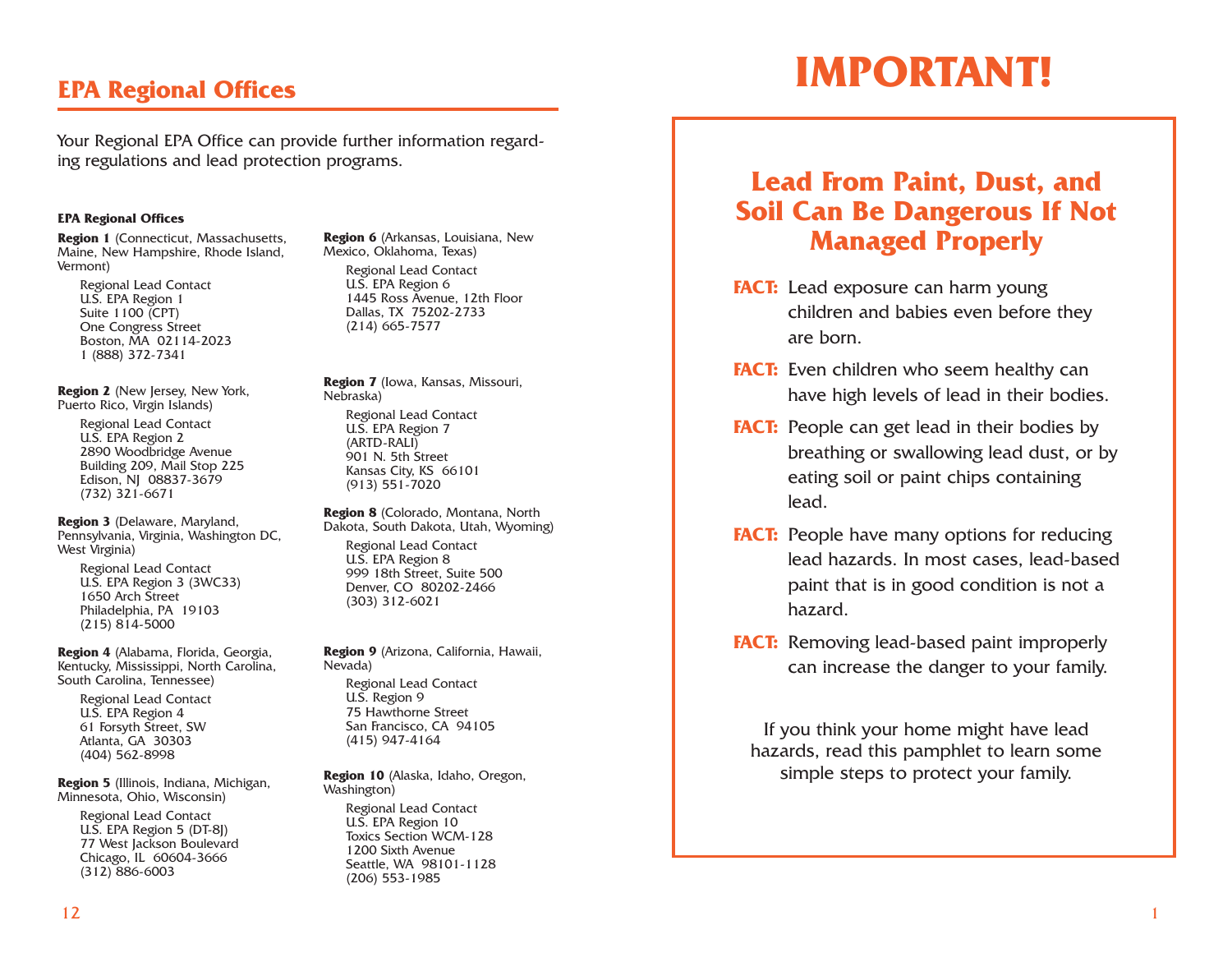## EPA Regional Offices

Your Regional EPA Office can provide further information regarding regulations and lead protection programs.

**EPA Regional Offices**

**Region 1** (Connecticut, Massachusetts, Maine, New Hampshire, Rhode Island, Vermont)

Regional Lead Contact
U.S. EPA Region 1
Suite 1100 (CPT)
One Congress Street
Boston, MA 02114-2023
1 (888) 372-7341

**Region 2** (New Jersey, New York, Puerto Rico, Virgin Islands)

Regional Lead Contact
U.S. EPA Region 2
2890 Woodbridge Avenue
Building 209, Mail Stop 225
Edison, NJ 08837-3679
(732) 321-6671

**Region 3** (Delaware, Maryland, Pennsylvania, Virginia, Washington DC, West Virginia)

Regional Lead Contact
U.S. EPA Region 3 (3WC33)
1650 Arch Street
Philadelphia, PA 19103
(215) 814-5000

**Region 4** (Alabama, Florida, Georgia, Kentucky, Mississippi, North Carolina, South Carolina, Tennessee)

Regional Lead Contact
U.S. EPA Region 4
61 Forsyth Street, SW
Atlanta, GA 30303
(404) 562-8998

**Region 5** (Illinois, Indiana, Michigan, Minnesota, Ohio, Wisconsin)

Regional Lead Contact
U.S. EPA Region 5 (DT-8J)
77 West Jackson Boulevard
Chicago, IL 60604-3666
(312) 886-6003

**Region 6** (Arkansas, Louisiana, New Mexico, Oklahoma, Texas)

Regional Lead Contact
U.S. EPA Region 6
1445 Ross Avenue, 12th Floor
Dallas, TX 75202-2733
(214) 665-7577

**Region 7** (Iowa, Kansas, Missouri, Nebraska)

Regional Lead Contact
U.S. EPA Region 7
(ARTD-RALI)
901 N. 5th Street
Kansas City, KS 66101
(913) 551-7020

**Region 8** (Colorado, Montana, North Dakota, South Dakota, Utah, Wyoming)

Regional Lead Contact
U.S. EPA Region 8
999 18th Street, Suite 500
Denver, CO 80202-2466
(303) 312-6021

**Region 9** (Arizona, California, Hawaii, Nevada)

Regional Lead Contact
U.S. Region 9
75 Hawthorne Street
San Francisco, CA 94105
(415) 947-4164

**Region 10** (Alaska, Idaho, Oregon, Washington)

Regional Lead Contact
U.S. EPA Region 10
Toxics Section WCM-128
1200 Sixth Avenue
Seattle, WA 98101-1128
(206) 553-1985

# IMPORTANT!

## Lead From Paint, Dust, and Soil Can Be Dangerous If Not Managed Properly

**FACT:** Lead exposure can harm young children and babies even before they are born.

**FACT:** Even children who seem healthy can have high levels of lead in their bodies.

**FACT:** People can get lead in their bodies by breathing or swallowing lead dust, or by eating soil or paint chips containing lead.

**FACT:** People have many options for reducing lead hazards. In most cases, lead-based paint that is in good condition is not a hazard.

**FACT:** Removing lead-based paint improperly can increase the danger to your family.

If you think your home might have lead hazards, read this pamphlet to learn some simple steps to protect your family.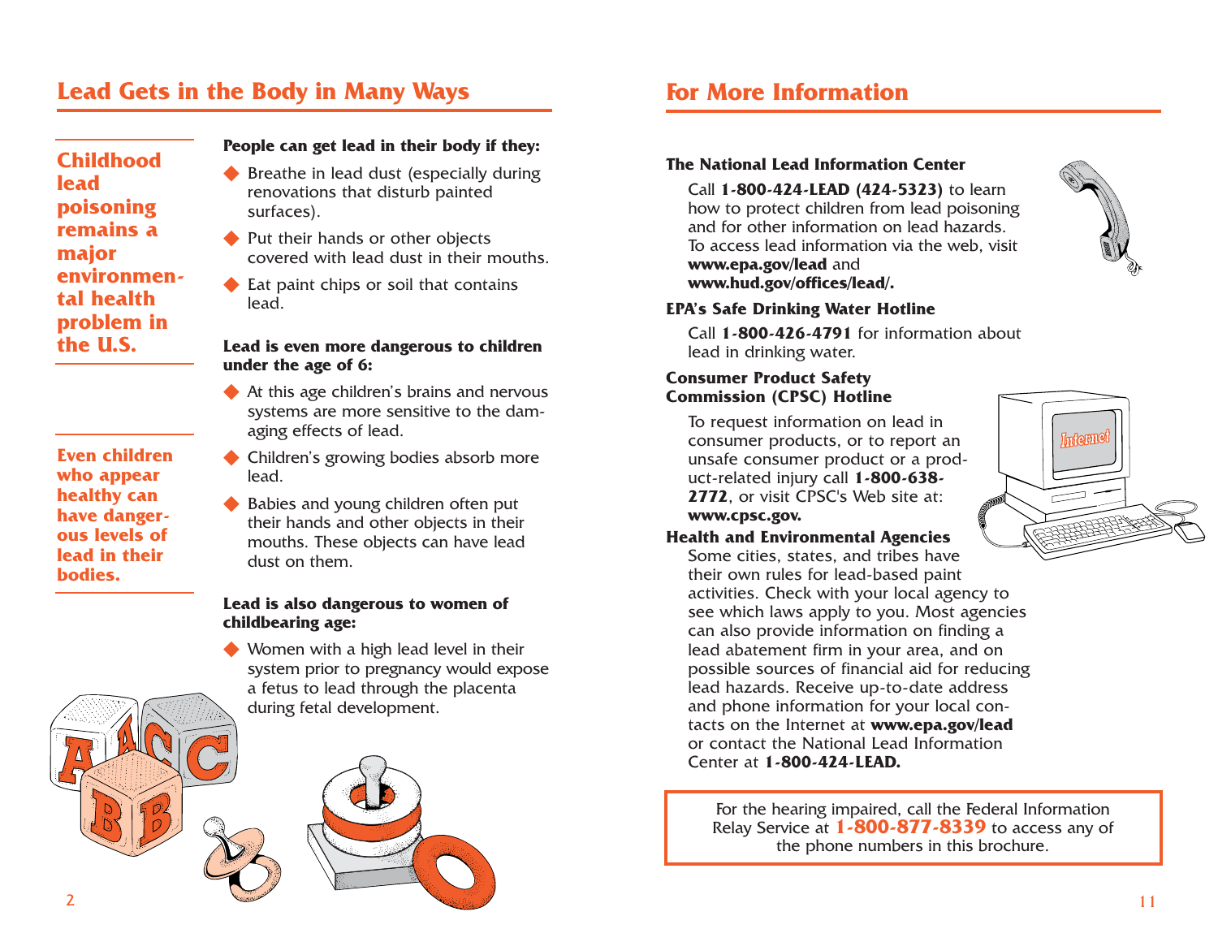## Lead Gets in the Body in Many Ways

**Childhood lead poisoning remains a major environmental health problem in the U.S.**

**Even children who appear healthy can have dangerous levels of lead in their bodies.**

**People can get lead in their body if they:**

- Breathe in lead dust (especially during renovations that disturb painted surfaces).
- Put their hands or other objects covered with lead dust in their mouths.
- Eat paint chips or soil that contains lead.

**Lead is even more dangerous to children under the age of 6:**

- At this age children's brains and nervous systems are more sensitive to the damaging effects of lead.
- Children's growing bodies absorb more lead.
- Babies and young children often put their hands and other objects in their mouths. These objects can have lead dust on them.

**Lead is also dangerous to women of childbearing age:**

- Women with a high lead level in their system prior to pregnancy would expose a fetus to lead through the placenta during fetal development.

## For More Information

**The National Lead Information Center**

Call **1-800-424-LEAD (424-5323)** to learn how to protect children from lead poisoning and for other information on lead hazards. To access lead information via the web, visit **www.epa.gov/lead** and **www.hud.gov/offices/lead/.**

**EPA's Safe Drinking Water Hotline**

Call **1-800-426-4791** for information about lead in drinking water.

**Consumer Product Safety Commission (CPSC) Hotline**

To request information on lead in consumer products, or to report an unsafe consumer product or a product-related injury call **1-800-638-2772**, or visit CPSC's Web site at: **www.cpsc.gov.**

**Health and Environmental Agencies**

Some cities, states, and tribes have their own rules for lead-based paint activities. Check with your local agency to see which laws apply to you. Most agencies can also provide information on finding a lead abatement firm in your area, and on possible sources of financial aid for reducing lead hazards. Receive up-to-date address and phone information for your local contacts on the Internet at **www.epa.gov/lead** or contact the National Lead Information Center at **1-800-424-LEAD.**

For the hearing impaired, call the Federal Information Relay Service at **1-800-877-8339** to access any of the phone numbers in this brochure.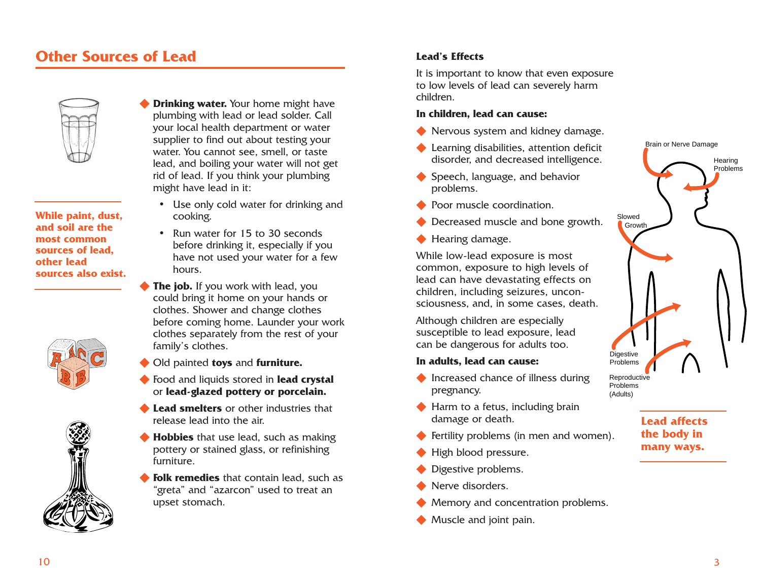## Other Sources of Lead

**While paint, dust, and soil are the most common sources of lead, other lead sources also exist.**

- **Drinking water.** Your home might have plumbing with lead or lead solder. Call your local health department or water supplier to find out about testing your water. You cannot see, smell, or taste lead, and boiling your water will not get rid of lead. If you think your plumbing might have lead in it:
  - Use only cold water for drinking and cooking.
  - Run water for 15 to 30 seconds before drinking it, especially if you have not used your water for a few hours.
- **The job.** If you work with lead, you could bring it home on your hands or clothes. Shower and change clothes before coming home. Launder your work clothes separately from the rest of your family's clothes.
- Old painted **toys** and **furniture.**
- Food and liquids stored in **lead crystal** or **lead-glazed pottery or porcelain.**
- **Lead smelters** or other industries that release lead into the air.
- **Hobbies** that use lead, such as making pottery or stained glass, or refinishing furniture.
- **Folk remedies** that contain lead, such as "greta" and "azarcon" used to treat an upset stomach.

### Lead's Effects

It is important to know that even exposure to low levels of lead can severely harm children.

**In children, lead can cause:**

- Nervous system and kidney damage.
- Learning disabilities, attention deficit disorder, and decreased intelligence.
- Speech, language, and behavior problems.
- Poor muscle coordination.
- Decreased muscle and bone growth.
- Hearing damage.

While low-lead exposure is most common, exposure to high levels of lead can have devastating effects on children, including seizures, unconsciousness, and, in some cases, death.

Although children are especially susceptible to lead exposure, lead can be dangerous for adults too.

**In adults, lead can cause:**

- Increased chance of illness during pregnancy.
- Harm to a fetus, including brain damage or death.
- Fertility problems (in men and women).
- High blood pressure.
- Digestive problems.
- Nerve disorders.
- Memory and concentration problems.
- Muscle and joint pain.

Brain or Nerve Damage

Hearing Problems

Slowed Growth

Digestive Problems

Reproductive Problems (Adults)

**Lead affects the body in many ways.**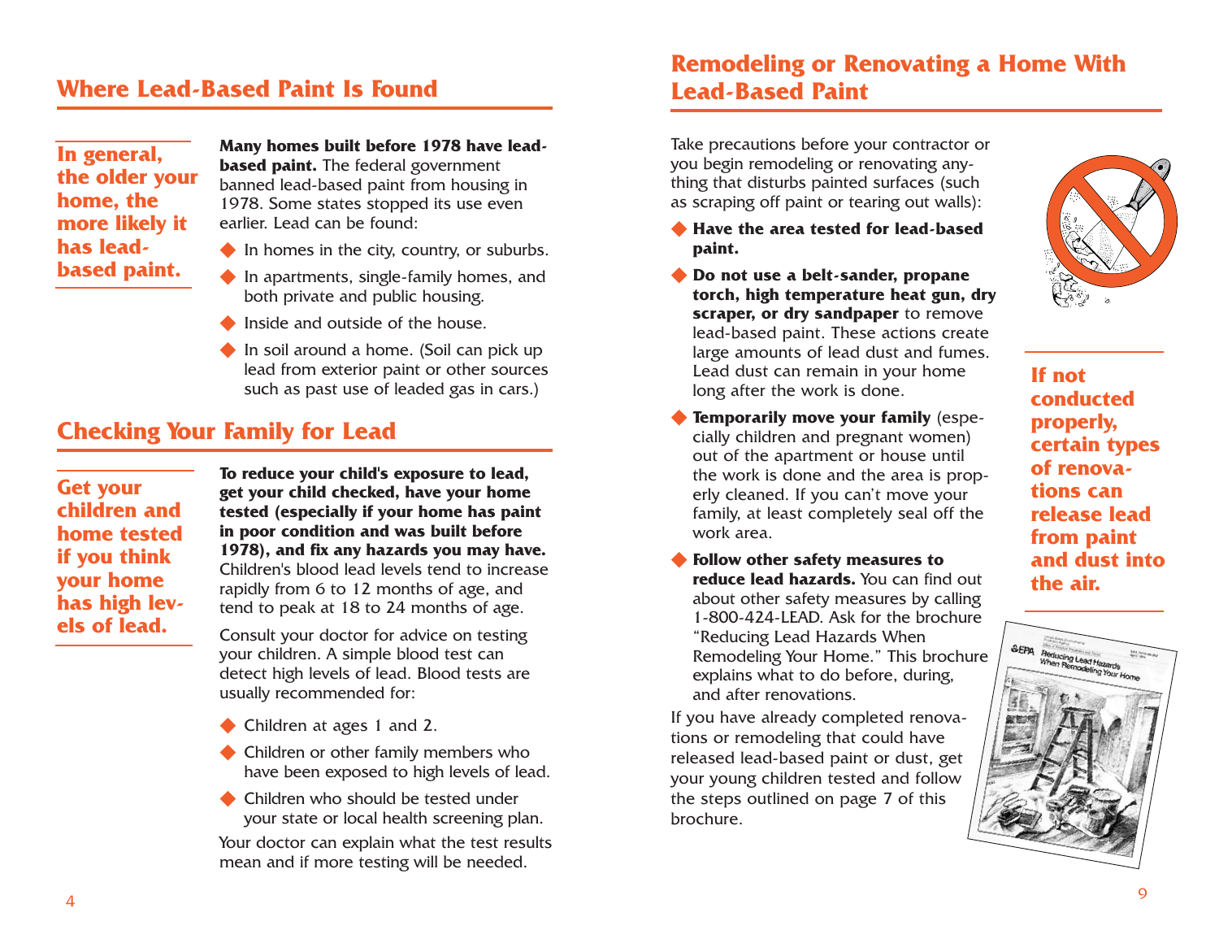## Where Lead-Based Paint Is Found

**In general, the older your home, the more likely it has lead-based paint.**

**Many homes built before 1978 have lead-based paint.** The federal government banned lead-based paint from housing in 1978. Some states stopped its use even earlier. Lead can be found:

- In homes in the city, country, or suburbs.
- In apartments, single-family homes, and both private and public housing.
- Inside and outside of the house.
- In soil around a home. (Soil can pick up lead from exterior paint or other sources such as past use of leaded gas in cars.)

## Checking Your Family for Lead

**Get your children and home tested if you think your home has high levels of lead.**

**To reduce your child's exposure to lead, get your child checked, have your home tested (especially if your home has paint in poor condition and was built before 1978), and fix any hazards you may have.** Children's blood lead levels tend to increase rapidly from 6 to 12 months of age, and tend to peak at 18 to 24 months of age.

Consult your doctor for advice on testing your children. A simple blood test can detect high levels of lead. Blood tests are usually recommended for:

- Children at ages 1 and 2.
- Children or other family members who have been exposed to high levels of lead.
- Children who should be tested under your state or local health screening plan.

Your doctor can explain what the test results mean and if more testing will be needed.

## Remodeling or Renovating a Home With Lead-Based Paint

Take precautions before your contractor or you begin remodeling or renovating anything that disturbs painted surfaces (such as scraping off paint or tearing out walls):

- **Have the area tested for lead-based paint.**
- **Do not use a belt-sander, propane torch, high temperature heat gun, dry scraper, or dry sandpaper** to remove lead-based paint. These actions create large amounts of lead dust and fumes. Lead dust can remain in your home long after the work is done.
- **Temporarily move your family** (especially children and pregnant women) out of the apartment or house until the work is done and the area is properly cleaned. If you can't move your family, at least completely seal off the work area.
- **Follow other safety measures to reduce lead hazards.** You can find out about other safety measures by calling 1-800-424-LEAD. Ask for the brochure "Reducing Lead Hazards When Remodeling Your Home." This brochure explains what to do before, during, and after renovations.

If you have already completed renovations or remodeling that could have released lead-based paint or dust, get your young children tested and follow the steps outlined on page 7 of this brochure.

**If not conducted properly, certain types of renovations can release lead from paint and dust into the air.**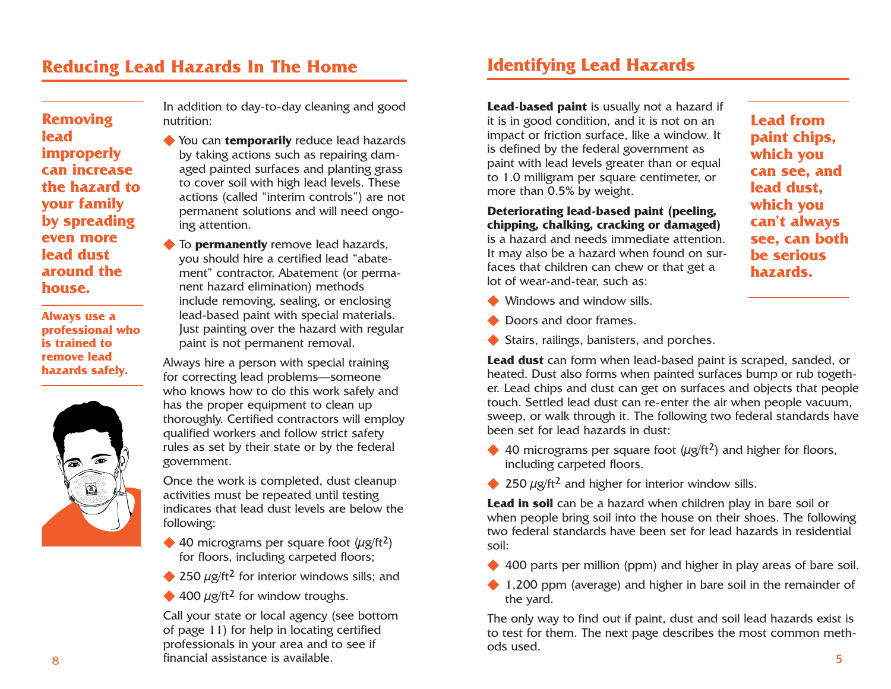## Reducing Lead Hazards In The Home

**Removing lead improperly can increase the hazard to your family by spreading even more lead dust around the house.**

**Always use a professional who is trained to remove lead hazards safely.**

In addition to day-to-day cleaning and good nutrition:

- You can **temporarily** reduce lead hazards by taking actions such as repairing damaged painted surfaces and planting grass to cover soil with high lead levels. These actions (called "interim controls") are not permanent solutions and will need ongoing attention.
- To **permanently** remove lead hazards, you should hire a certified lead "abatement" contractor. Abatement (or permanent hazard elimination) methods include removing, sealing, or enclosing lead-based paint with special materials. Just painting over the hazard with regular paint is not permanent removal.

Always hire a person with special training for correcting lead problems—someone who knows how to do this work safely and has the proper equipment to clean up thoroughly. Certified contractors will employ qualified workers and follow strict safety rules as set by their state or by the federal government.

Once the work is completed, dust cleanup activities must be repeated until testing indicates that lead dust levels are below the following:

- 40 micrograms per square foot ($\mu g/ft^2$) for floors, including carpeted floors;
- 250 $\mu g/ft^2$ for interior windows sills; and
- 400 $\mu g/ft^2$ for window troughs.

Call your state or local agency (see bottom of page 11) for help in locating certified professionals in your area and to see if financial assistance is available.

## Identifying Lead Hazards

**Lead from paint chips, which you can see, and lead dust, which you can't always see, can both be serious hazards.**

**Lead-based paint** is usually not a hazard if it is in good condition, and it is not on an impact or friction surface, like a window. It is defined by the federal government as paint with lead levels greater than or equal to 1.0 milligram per square centimeter, or more than 0.5% by weight.

**Deteriorating lead-based paint (peeling, chipping, chalking, cracking or damaged)** is a hazard and needs immediate attention. It may also be a hazard when found on surfaces that children can chew or that get a lot of wear-and-tear, such as:

- Windows and window sills.
- Doors and door frames.
- Stairs, railings, banisters, and porches.

**Lead dust** can form when lead-based paint is scraped, sanded, or heated. Dust also forms when painted surfaces bump or rub together. Lead chips and dust can get on surfaces and objects that people touch. Settled lead dust can re-enter the air when people vacuum, sweep, or walk through it. The following two federal standards have been set for lead hazards in dust:

- 40 micrograms per square foot ($\mu g/ft^2$) and higher for floors, including carpeted floors.
- 250 $\mu g/ft^2$ and higher for interior window sills.

**Lead in soil** can be a hazard when children play in bare soil or when people bring soil into the house on their shoes. The following two federal standards have been set for lead hazards in residential soil:

- 400 parts per million (ppm) and higher in play areas of bare soil.
- 1,200 ppm (average) and higher in bare soil in the remainder of the yard.

The only way to find out if paint, dust and soil lead hazards exist is to test for them. The next page describes the most common methods used.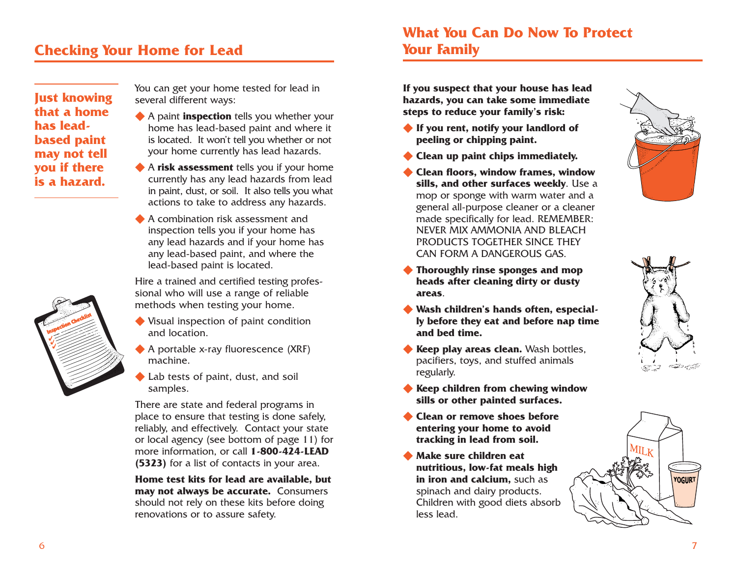## Checking Your Home for Lead

**Just knowing that a home has lead-based paint may not tell you if there is a hazard.**

You can get your home tested for lead in several different ways:

- A paint **inspection** tells you whether your home has lead-based paint and where it is located. It won't tell you whether or not your home currently has lead hazards.
- A **risk assessment** tells you if your home currently has any lead hazards from lead in paint, dust, or soil. It also tells you what actions to take to address any hazards.
- A combination risk assessment and inspection tells you if your home has any lead hazards and if your home has any lead-based paint, and where the lead-based paint is located.

Hire a trained and certified testing professional who will use a range of reliable methods when testing your home.

- Visual inspection of paint condition and location.
- A portable x-ray fluorescence (XRF) machine.
- Lab tests of paint, dust, and soil samples.

There are state and federal programs in place to ensure that testing is done safely, reliably, and effectively. Contact your state or local agency (see bottom of page 11) for more information, or call **1-800-424-LEAD (5323)** for a list of contacts in your area.

**Home test kits for lead are available, but may not always be accurate.** Consumers should not rely on these kits before doing renovations or to assure safety.

## What You Can Do Now To Protect Your Family

**If you suspect that your house has lead hazards, you can take some immediate steps to reduce your family's risk:**

- **If you rent, notify your landlord of peeling or chipping paint.**
- **Clean up paint chips immediately.**
- **Clean floors, window frames, window sills, and other surfaces weekly**. Use a mop or sponge with warm water and a general all-purpose cleaner or a cleaner made specifically for lead. REMEMBER: NEVER MIX AMMONIA AND BLEACH PRODUCTS TOGETHER SINCE THEY CAN FORM A DANGEROUS GAS.
- **Thoroughly rinse sponges and mop heads after cleaning dirty or dusty areas**.
- **Wash children's hands often, especially before they eat and before nap time and bed time.**
- **Keep play areas clean.** Wash bottles, pacifiers, toys, and stuffed animals regularly.
- **Keep children from chewing window sills or other painted surfaces.**
- **Clean or remove shoes before entering your home to avoid tracking in lead from soil.**
- **Make sure children eat nutritious, low-fat meals high in iron and calcium,** such as spinach and dairy products. Children with good diets absorb less lead.